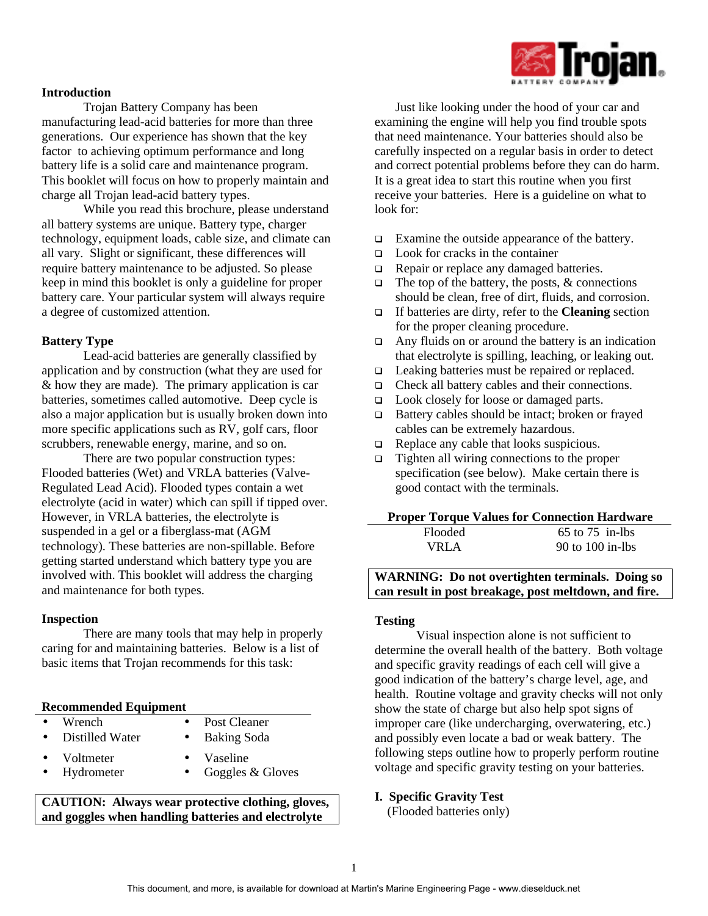## Introduction

Trojan Battery Company has been manufacturing lead-acid batteries for more than three generations. Our experience has shown that the key factor to achieving optimum performance and long battery life is a solid care and maintenance program. This booklet will focus on how to properly maintain and charge all Trojan lead-acid battery types.

While you read this brochure, please understand all battery systems are unique. Battery type, charger technology, equipment loads, cable size, and climate can all vary. Slight or significant, these differences will require battery maintenance to be adjusted. So please keep in mind this booklet is only a guideline for proper battery care. Your particular system will always require a degree of customized attention.

## Battery Type

Lead-acid batteries are generally classified by application and by construction (what they are used for & how they are made). The primary application is car batteries, sometimes called automotive. Deep cycle is also a major application but is usually broken down into more specific applications such as RV, golf cars, floor scrubbers, renewable energy, marine, and so on.

There are two popular construction types: Flooded batteries (Wet) and VRLA batteries (Valve-Regulated Lead Acid). Flooded types contain a wet electrolyte (acid in water) which can spill if tipped over. However, in VRLA batteries, the electrolyte is suspended in a gel or a fiberglass-mat (AGM technology). These batteries are non-spillable. Before getting started understand which battery type you are involved with. This booklet will address the charging and maintenance for both types.

## Inspection

There are many tools that may help in properly caring for and maintaining batteries. Below is a list of basic items that Trojan recommends for this task:

### Recommended Equipment

- Wrench
- Distilled Water
- Voltmeter
- Hydrometer
- Post Cleaner
- Baking Soda
- Vaseline
- Goggles & Gloves

**CAUTION: Always wear protective clothing, gloves, and goggles when handling batteries and electrolyte**

Just like looking under the hood of your car and examining the engine will help you find trouble spots that need maintenance. Your batteries should also be carefully inspected on a regular basis in order to detect and correct potential problems before they can do harm. It is a great idea to start this routine when you first receive your batteries. Here is a guideline on what to look for:

- Examine the outside appearance of the battery.
- Look for cracks in the container
- Repair or replace any damaged batteries.
- The top of the battery, the posts, & connections should be clean, free of dirt, fluids, and corrosion.
- If batteries are dirty, refer to the **Cleaning** section for the proper cleaning procedure.
- Any fluids on or around the battery is an indication that electrolyte is spilling, leaching, or leaking out.
- Leaking batteries must be repaired or replaced.
- Check all battery cables and their connections.
- Look closely for loose or damaged parts.
- Battery cables should be intact; broken or frayed cables can be extremely hazardous.
- Replace any cable that looks suspicious.
- Tighten all wiring connections to the proper specification (see below). Make certain there is good contact with the terminals.

**Proper Torque Values for Connection Hardware**

| Type | Torque |
| --- | --- |
| Flooded | 65 to 75 in-lbs |
| VRLA | 90 to 100 in-lbs |

**WARNING: Do not overtighten terminals. Doing so can result in post breakage, post meltdown, and fire.**

## Testing

Visual inspection alone is not sufficient to determine the overall health of the battery. Both voltage and specific gravity readings of each cell will give a good indication of the battery's charge level, age, and health. Routine voltage and gravity checks will not only show the state of charge but also help spot signs of improper care (like undercharging, overwatering, etc.) and possibly even locate a bad or weak battery. The following steps outline how to properly perform routine voltage and specific gravity testing on your batteries.

### I. Specific Gravity Test

(Flooded batteries only)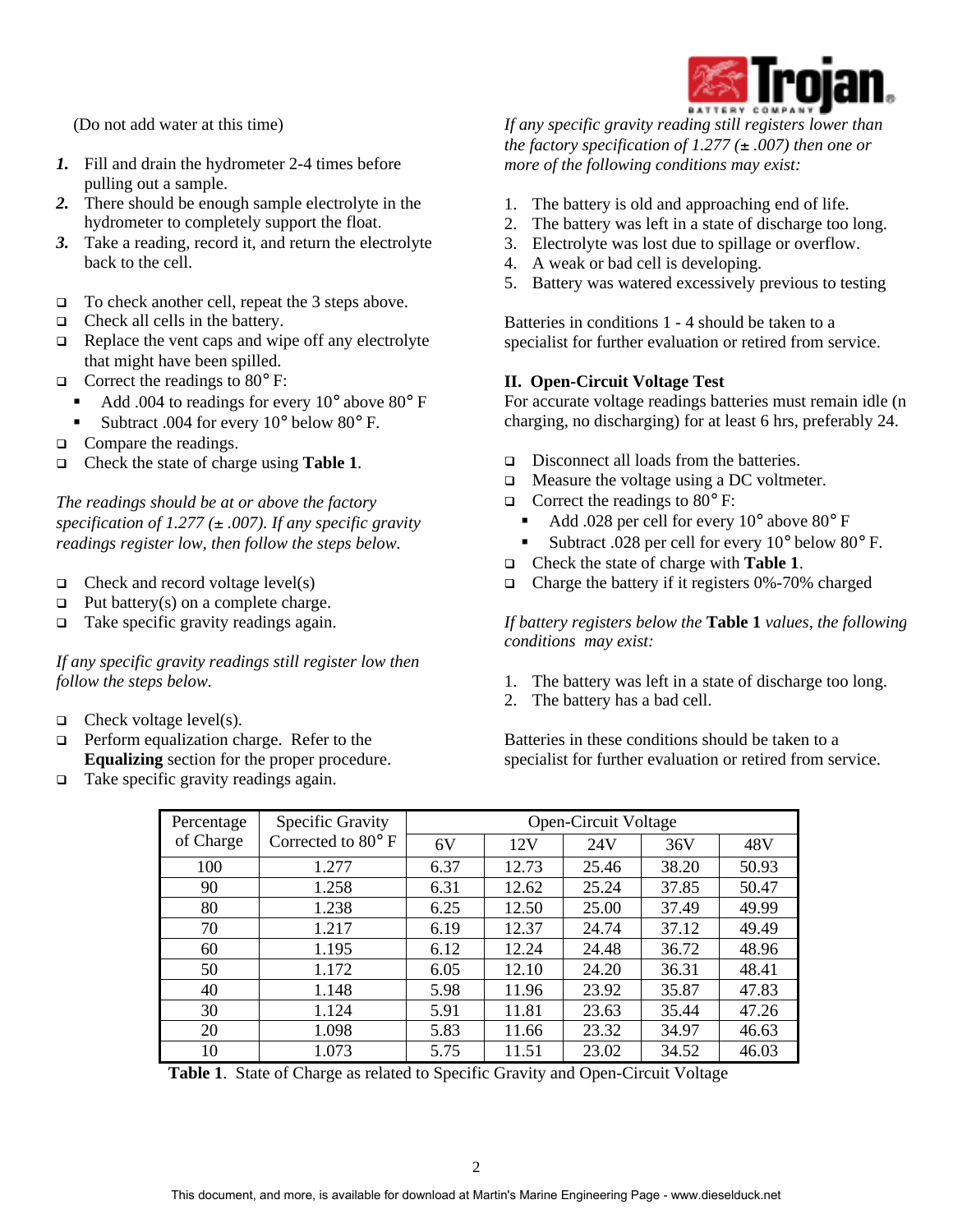(Do not add water at this time)

1. Fill and drain the hydrometer 2-4 times before pulling out a sample.
2. There should be enough sample electrolyte in the hydrometer to completely support the float.
3. Take a reading, record it, and return the electrolyte back to the cell.

- To check another cell, repeat the 3 steps above.
- Check all cells in the battery.
- Replace the vent caps and wipe off any electrolyte that might have been spilled.
- Correct the readings to 80° F:
  - Add .004 to readings for every 10° above 80° F
  - Subtract .004 for every 10° below 80° F.
- Compare the readings.
- Check the state of charge using **Table 1**.

*The readings should be at or above the factory specification of 1.277 (± .007). If any specific gravity readings register low, then follow the steps below.*

- Check and record voltage level(s)
- Put battery(s) on a complete charge.
- Take specific gravity readings again.

*If any specific gravity readings still register low then follow the steps below.*

- Check voltage level(s).
- Perform equalization charge. Refer to the **Equalizing** section for the proper procedure.
- Take specific gravity readings again.

*If any specific gravity reading still registers lower than the factory specification of 1.277 (± .007) then one or more of the following conditions may exist:*

1. The battery is old and approaching end of life.
2. The battery was left in a state of discharge too long.
3. Electrolyte was lost due to spillage or overflow.
4. A weak or bad cell is developing.
5. Battery was watered excessively previous to testing

Batteries in conditions 1 - 4 should be taken to a specialist for further evaluation or retired from service.

**II. Open-Circuit Voltage Test**

For accurate voltage readings batteries must remain idle (n charging, no discharging) for at least 6 hrs, preferably 24.

- Disconnect all loads from the batteries.
- Measure the voltage using a DC voltmeter.
- Correct the readings to 80° F:
  - Add .028 per cell for every 10° above 80° F
  - Subtract .028 per cell for every 10° below 80° F.
- Check the state of charge with **Table 1**.
- Charge the battery if it registers 0%-70% charged

*If battery registers below the* **Table 1** *values, the following conditions may exist:*

1. The battery was left in a state of discharge too long.
2. The battery has a bad cell.

Batteries in these conditions should be taken to a specialist for further evaluation or retired from service.

| Percentage of Charge | Specific Gravity Corrected to 80° F | Open-Circuit Voltage | | | | |
|---|---|---|---|---|---|---|
| | | 6V | 12V | 24V | 36V | 48V |
| 100 | 1.277 | 6.37 | 12.73 | 25.46 | 38.20 | 50.93 |
| 90 | 1.258 | 6.31 | 12.62 | 25.24 | 37.85 | 50.47 |
| 80 | 1.238 | 6.25 | 12.50 | 25.00 | 37.49 | 49.99 |
| 70 | 1.217 | 6.19 | 12.37 | 24.74 | 37.12 | 49.49 |
| 60 | 1.195 | 6.12 | 12.24 | 24.48 | 36.72 | 48.96 |
| 50 | 1.172 | 6.05 | 12.10 | 24.20 | 36.31 | 48.41 |
| 40 | 1.148 | 5.98 | 11.96 | 23.92 | 35.87 | 47.83 |
| 30 | 1.124 | 5.91 | 11.81 | 23.63 | 35.44 | 47.26 |
| 20 | 1.098 | 5.83 | 11.66 | 23.32 | 34.97 | 46.63 |
| 10 | 1.073 | 5.75 | 11.51 | 23.02 | 34.52 | 46.03 |

**Table 1**. State of Charge as related to Specific Gravity and Open-Circuit Voltage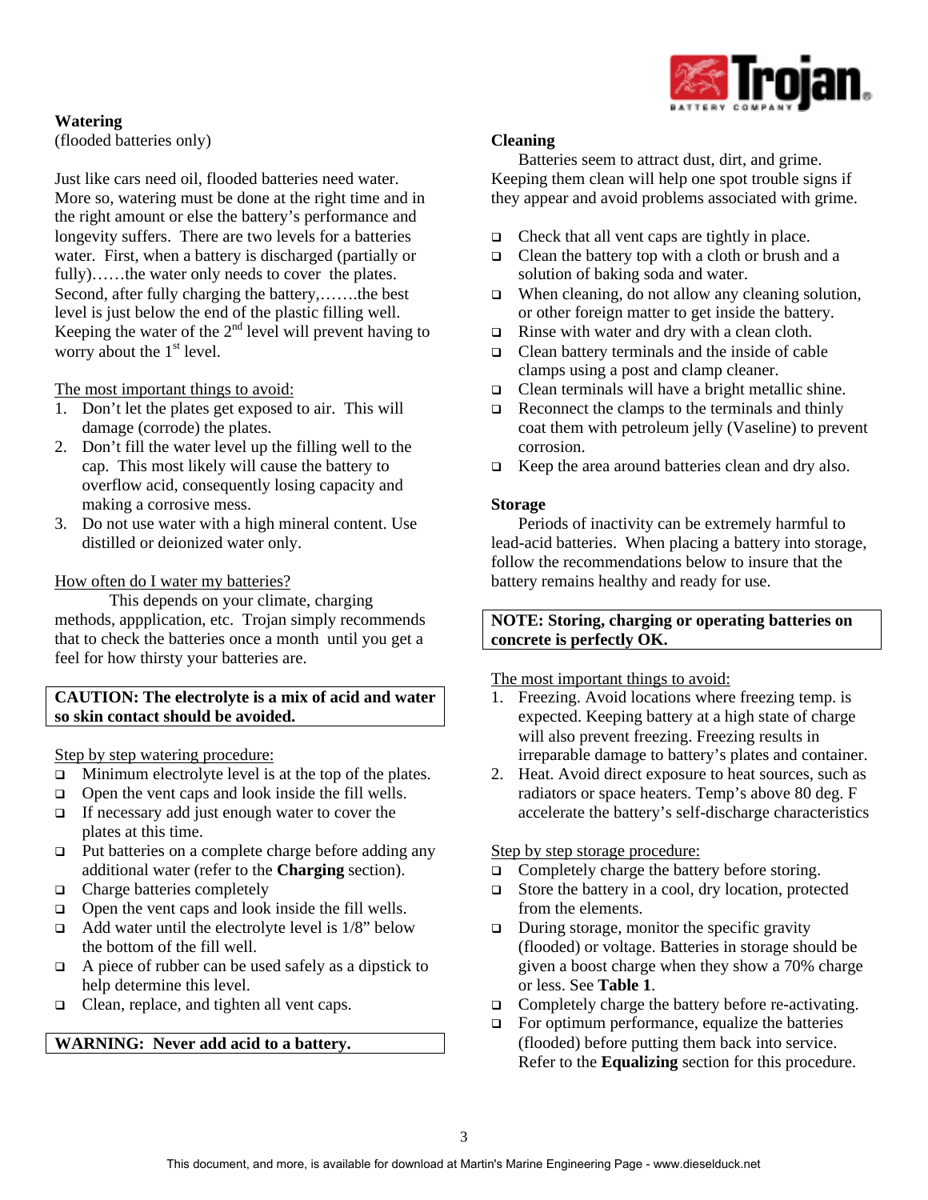## Watering

(flooded batteries only)

Just like cars need oil, flooded batteries need water. More so, watering must be done at the right time and in the right amount or else the battery's performance and longevity suffers. There are two levels for a batteries water. First, when a battery is discharged (partially or fully)……the water only needs to cover the plates. Second, after fully charging the battery,…….the best level is just below the end of the plastic filling well. Keeping the water of the 2nd level will prevent having to worry about the 1st level.

The most important things to avoid:

1. Don't let the plates get exposed to air. This will damage (corrode) the plates.
2. Don't fill the water level up the filling well to the cap. This most likely will cause the battery to overflow acid, consequently losing capacity and making a corrosive mess.
3. Do not use water with a high mineral content. Use distilled or deionized water only.

How often do I water my batteries?

This depends on your climate, charging methods, appplication, etc. Trojan simply recommends that to check the batteries once a month until you get a feel for how thirsty your batteries are.

**CAUTION: The electrolyte is a mix of acid and water so skin contact should be avoided.**

Step by step watering procedure:

- Minimum electrolyte level is at the top of the plates.
- Open the vent caps and look inside the fill wells.
- If necessary add just enough water to cover the plates at this time.
- Put batteries on a complete charge before adding any additional water (refer to the **Charging** section).
- Charge batteries completely
- Open the vent caps and look inside the fill wells.
- Add water until the electrolyte level is 1/8" below the bottom of the fill well.
- A piece of rubber can be used safely as a dipstick to help determine this level.
- Clean, replace, and tighten all vent caps.

**WARNING: Never add acid to a battery.**

## Cleaning

Batteries seem to attract dust, dirt, and grime. Keeping them clean will help one spot trouble signs if they appear and avoid problems associated with grime.

- Check that all vent caps are tightly in place.
- Clean the battery top with a cloth or brush and a solution of baking soda and water.
- When cleaning, do not allow any cleaning solution, or other foreign matter to get inside the battery.
- Rinse with water and dry with a clean cloth.
- Clean battery terminals and the inside of cable clamps using a post and clamp cleaner.
- Clean terminals will have a bright metallic shine.
- Reconnect the clamps to the terminals and thinly coat them with petroleum jelly (Vaseline) to prevent corrosion.
- Keep the area around batteries clean and dry also.

## Storage

Periods of inactivity can be extremely harmful to lead-acid batteries. When placing a battery into storage, follow the recommendations below to insure that the battery remains healthy and ready for use.

**NOTE: Storing, charging or operating batteries on concrete is perfectly OK.**

The most important things to avoid:

1. Freezing. Avoid locations where freezing temp. is expected. Keeping battery at a high state of charge will also prevent freezing. Freezing results in irreparable damage to battery's plates and container.
2. Heat. Avoid direct exposure to heat sources, such as radiators or space heaters. Temp's above 80 deg. F accelerate the battery's self-discharge characteristics

Step by step storage procedure:

- Completely charge the battery before storing.
- Store the battery in a cool, dry location, protected from the elements.
- During storage, monitor the specific gravity (flooded) or voltage. Batteries in storage should be given a boost charge when they show a 70% charge or less. See **Table 1**.
- Completely charge the battery before re-activating.
- For optimum performance, equalize the batteries (flooded) before putting them back into service. Refer to the **Equalizing** section for this procedure.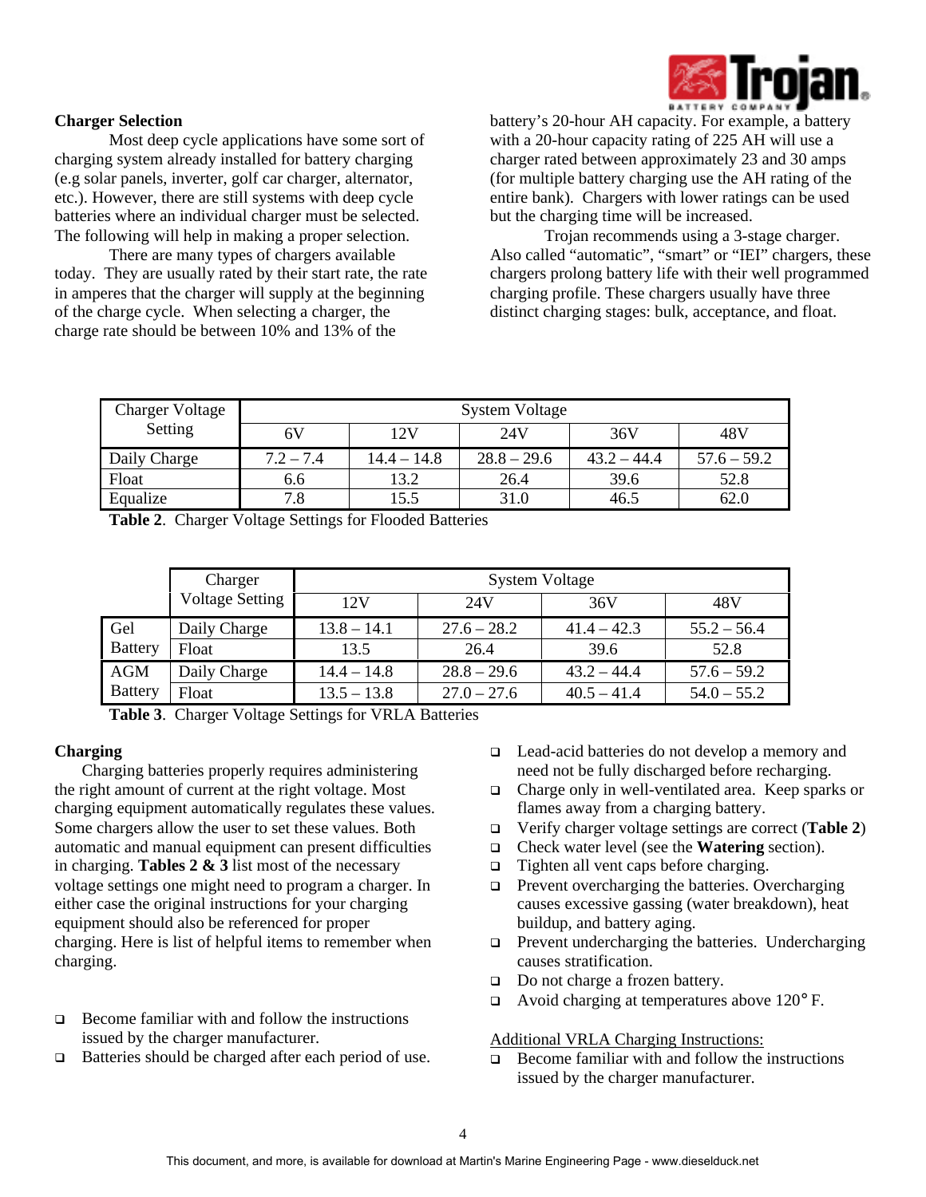## Charger Selection

Most deep cycle applications have some sort of charging system already installed for battery charging (e.g solar panels, inverter, golf car charger, alternator, etc.). However, there are still systems with deep cycle batteries where an individual charger must be selected. The following will help in making a proper selection.

There are many types of chargers available today. They are usually rated by their start rate, the rate in amperes that the charger will supply at the beginning of the charge cycle. When selecting a charger, the charge rate should be between 10% and 13% of the battery's 20-hour AH capacity. For example, a battery with a 20-hour capacity rating of 225 AH will use a charger rated between approximately 23 and 30 amps (for multiple battery charging use the AH rating of the entire bank). Chargers with lower ratings can be used but the charging time will be increased.

Trojan recommends using a 3-stage charger. Also called "automatic", "smart" or "IEI" chargers, these chargers prolong battery life with their well programmed charging profile. These chargers usually have three distinct charging stages: bulk, acceptance, and float.

| Charger Voltage Setting | System Voltage | | | | |
|---|---|---|---|---|---|
| | 6V | 12V | 24V | 36V | 48V |
| Daily Charge | 7.2 – 7.4 | 14.4 – 14.8 | 28.8 – 29.6 | 43.2 – 44.4 | 57.6 – 59.2 |
| Float | 6.6 | 13.2 | 26.4 | 39.6 | 52.8 |
| Equalize | 7.8 | 15.5 | 31.0 | 46.5 | 62.0 |

**Table 2**. Charger Voltage Settings for Flooded Batteries

| | Charger Voltage Setting | System Voltage | | | |
|---|---|---|---|---|---|
| | | 12V | 24V | 36V | 48V |
| Gel Battery | Daily Charge | 13.8 – 14.1 | 27.6 – 28.2 | 41.4 – 42.3 | 55.2 – 56.4 |
| | Float | 13.5 | 26.4 | 39.6 | 52.8 |
| AGM Battery | Daily Charge | 14.4 – 14.8 | 28.8 – 29.6 | 43.2 – 44.4 | 57.6 – 59.2 |
| | Float | 13.5 – 13.8 | 27.0 – 27.6 | 40.5 – 41.4 | 54.0 – 55.2 |

**Table 3**. Charger Voltage Settings for VRLA Batteries

## Charging

Charging batteries properly requires administering the right amount of current at the right voltage. Most charging equipment automatically regulates these values. Some chargers allow the user to set these values. Both automatic and manual equipment can present difficulties in charging. **Tables 2 & 3** list most of the necessary voltage settings one might need to program a charger. In either case the original instructions for your charging equipment should also be referenced for proper charging. Here is list of helpful items to remember when charging.

- Become familiar with and follow the instructions issued by the charger manufacturer.
- Batteries should be charged after each period of use.
- Lead-acid batteries do not develop a memory and need not be fully discharged before recharging.
- Charge only in well-ventilated area. Keep sparks or flames away from a charging battery.
- Verify charger voltage settings are correct (**Table 2**)
- Check water level (see the **Watering** section).
- Tighten all vent caps before charging.
- Prevent overcharging the batteries. Overcharging causes excessive gassing (water breakdown), heat buildup, and battery aging.
- Prevent undercharging the batteries. Undercharging causes stratification.
- Do not charge a frozen battery.
- Avoid charging at temperatures above 120° F.

Additional VRLA Charging Instructions:

- Become familiar with and follow the instructions issued by the charger manufacturer.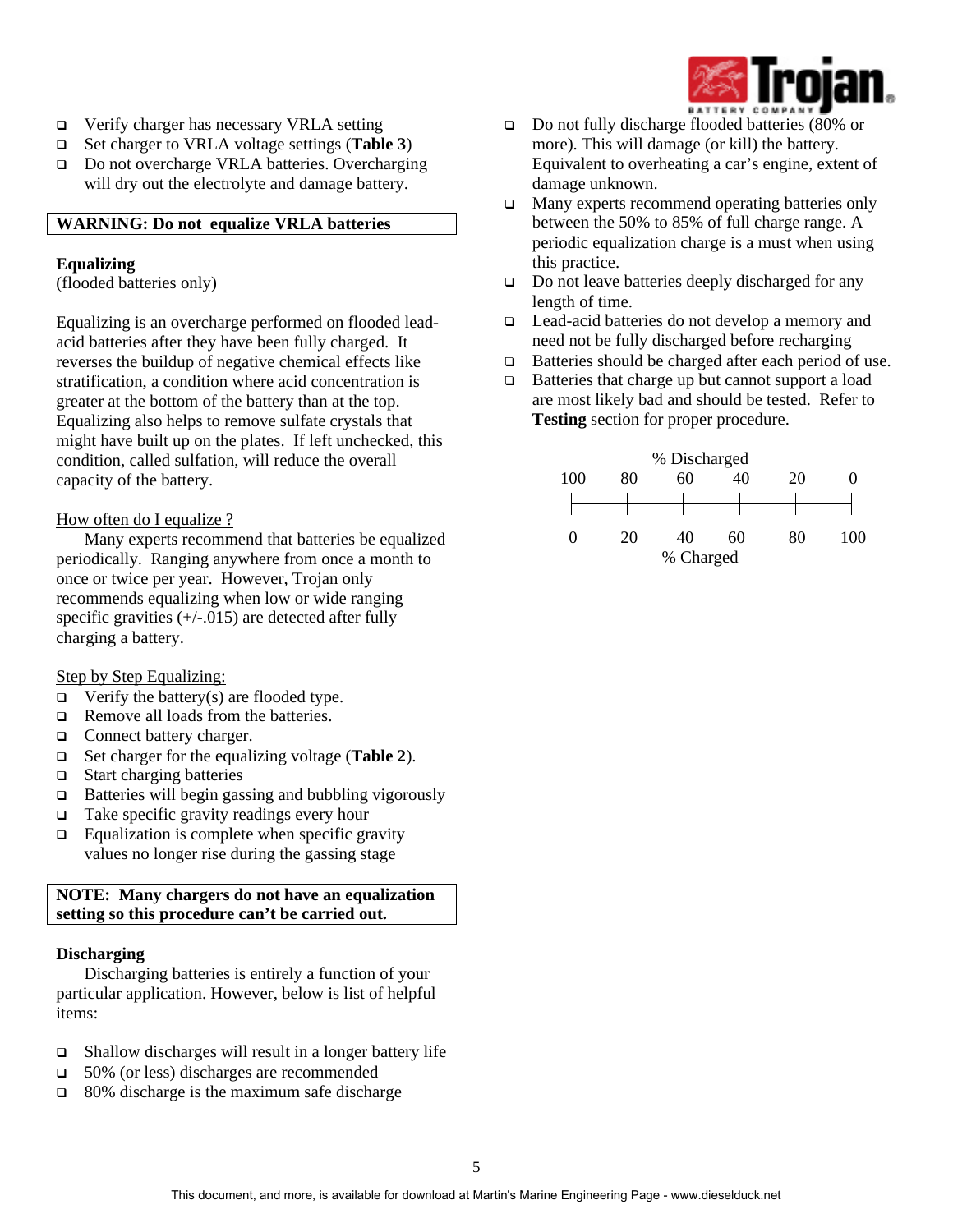- Verify charger has necessary VRLA setting
- Set charger to VRLA voltage settings (**Table 3**)
- Do not overcharge VRLA batteries. Overcharging will dry out the electrolyte and damage battery.

**WARNING: Do not equalize VRLA batteries**

### Equalizing

(flooded batteries only)

Equalizing is an overcharge performed on flooded lead-acid batteries after they have been fully charged. It reverses the buildup of negative chemical effects like stratification, a condition where acid concentration is greater at the bottom of the battery than at the top. Equalizing also helps to remove sulfate crystals that might have built up on the plates. If left unchecked, this condition, called sulfation, will reduce the overall capacity of the battery.

<u>How often do I equalize ?</u>

Many experts recommend that batteries be equalized periodically. Ranging anywhere from once a month to once or twice per year. However, Trojan only recommends equalizing when low or wide ranging specific gravities (+/-.015) are detected after fully charging a battery.

<u>Step by Step Equalizing:</u>

- Verify the battery(s) are flooded type.
- Remove all loads from the batteries.
- Connect battery charger.
- Set charger for the equalizing voltage (**Table 2**).
- Start charging batteries
- Batteries will begin gassing and bubbling vigorously
- Take specific gravity readings every hour
- Equalization is complete when specific gravity values no longer rise during the gassing stage

**NOTE: Many chargers do not have an equalization setting so this procedure can't be carried out.**

### Discharging

Discharging batteries is entirely a function of your particular application. However, below is list of helpful items:

- Shallow discharges will result in a longer battery life
- 50% (or less) discharges are recommended
- 80% discharge is the maximum safe discharge
- Do not fully discharge flooded batteries (80% or more). This will damage (or kill) the battery. Equivalent to overheating a car's engine, extent of damage unknown.
- Many experts recommend operating batteries only between the 50% to 85% of full charge range. A periodic equalization charge is a must when using this practice.
- Do not leave batteries deeply discharged for any length of time.
- Lead-acid batteries do not develop a memory and need not be fully discharged before recharging
- Batteries should be charged after each period of use.
- Batteries that charge up but cannot support a load are most likely bad and should be tested. Refer to **Testing** section for proper procedure.

% Discharged

100 80 60 40 20 0

0 20 40 60 80 100

% Charged